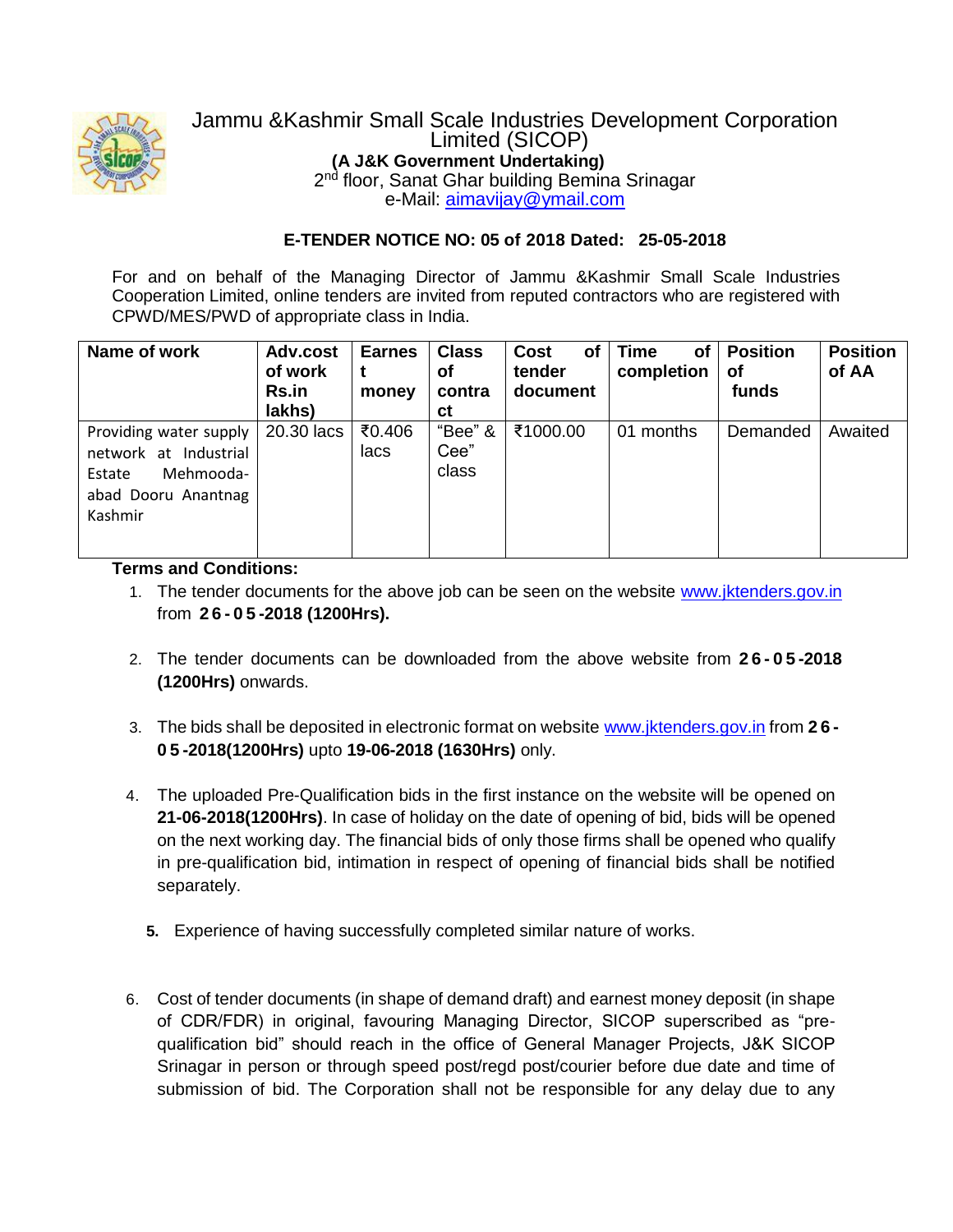# Jammu &Kashmir Small Scale Industries Development Corporation Limited (SICOP)

**(A J&K Government Undertaking)**

2nd floor, Sanat Ghar building Bemina Srinagar

e-Mail: aimavijay@ymail.com

## E-TENDER NOTICE NO: 05 of 2018 Dated: 25-05-2018

For and on behalf of the Managing Director of Jammu &Kashmir Small Scale Industries Cooperation Limited, online tenders are invited from reputed contractors who are registered with CPWD/MES/PWD of appropriate class in India.

| Name of work | Adv.cost of work Rs.in lakhs) | Earnest money | Class of contract | Cost of tender document | Time of completion | Position of funds | Position of AA |
|---|---|---|---|---|---|---|---|
| Providing water supply network at Industrial Estate Mehmooda-abad Dooru Anantnag Kashmir | 20.30 lacs | ₹0.406 lacs | "Bee" & Cee" class | ₹1000.00 | 01 months | Demanded | Awaited |

**Terms and Conditions:**

1. The tender documents for the above job can be seen on the website www.jktenders.gov.in from **26-05-2018 (1200Hrs).**
2. The tender documents can be downloaded from the above website from **26-05-2018 (1200Hrs)** onwards.
3. The bids shall be deposited in electronic format on website www.jktenders.gov.in from **26-05-2018(1200Hrs)** upto **19-06-2018 (1630Hrs)** only.
4. The uploaded Pre-Qualification bids in the first instance on the website will be opened on **21-06-2018(1200Hrs)**. In case of holiday on the date of opening of bid, bids will be opened on the next working day. The financial bids of only those firms shall be opened who qualify in pre-qualification bid, intimation in respect of opening of financial bids shall be notified separately.
5. Experience of having successfully completed similar nature of works.
6. Cost of tender documents (in shape of demand draft) and earnest money deposit (in shape of CDR/FDR) in original, favouring Managing Director, SICOP superscribed as "pre-qualification bid" should reach in the office of General Manager Projects, J&K SICOP Srinagar in person or through speed post/regd post/courier before due date and time of submission of bid. The Corporation shall not be responsible for any delay due to any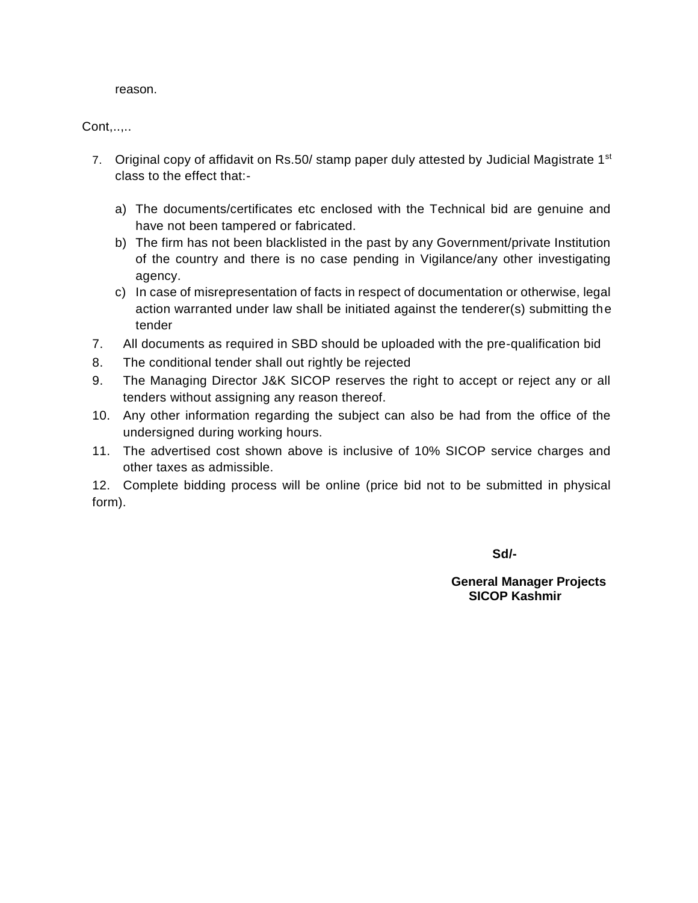reason.

Cont,..,..

7. Original copy of affidavit on Rs.50/ stamp paper duly attested by Judicial Magistrate 1st class to the effect that:-

   a) The documents/certificates etc enclosed with the Technical bid are genuine and have not been tampered or fabricated.
   b) The firm has not been blacklisted in the past by any Government/private Institution of the country and there is no case pending in Vigilance/any other investigating agency.
   c) In case of misrepresentation of facts in respect of documentation or otherwise, legal action warranted under law shall be initiated against the tenderer(s) submitting the tender

7. All documents as required in SBD should be uploaded with the pre-qualification bid
8. The conditional tender shall out rightly be rejected
9. The Managing Director J&K SICOP reserves the right to accept or reject any or all tenders without assigning any reason thereof.
10. Any other information regarding the subject can also be had from the office of the undersigned during working hours.
11. The advertised cost shown above is inclusive of 10% SICOP service charges and other taxes as admissible.
12. Complete bidding process will be online (price bid not to be submitted in physical form).

**Sd/-**

**General Manager Projects**
**SICOP Kashmir**